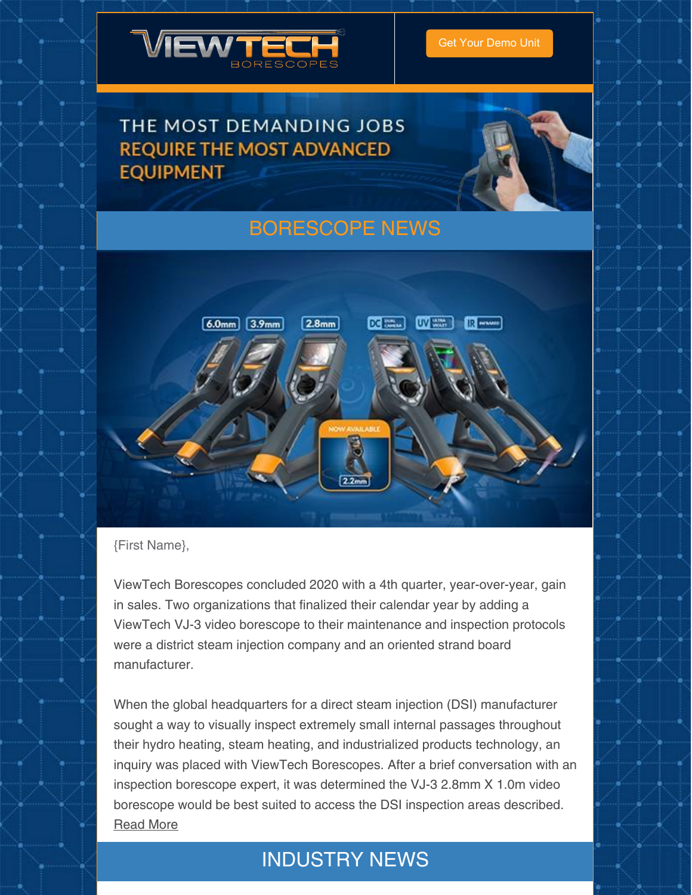VIEWTECH BORESCOPES

Get Your Demo Unit

THE MOST DEMANDING JOBS REQUIRE THE MOST ADVANCED EQUIPMENT

## BORESCOPE NEWS

{First Name},

ViewTech Borescopes concluded 2020 with a 4th quarter, year-over-year, gain in sales. Two organizations that finalized their calendar year by adding a ViewTech VJ-3 video borescope to their maintenance and inspection protocols were a district steam injection company and an oriented strand board manufacturer.

When the global headquarters for a direct steam injection (DSI) manufacturer sought a way to visually inspect extremely small internal passages throughout their hydro heating, steam heating, and industrialized products technology, an inquiry was placed with ViewTech Borescopes. After a brief conversation with an inspection borescope expert, it was determined the VJ-3 2.8mm X 1.0m video borescope would be best suited to access the DSI inspection areas described. Read More

## INDUSTRY NEWS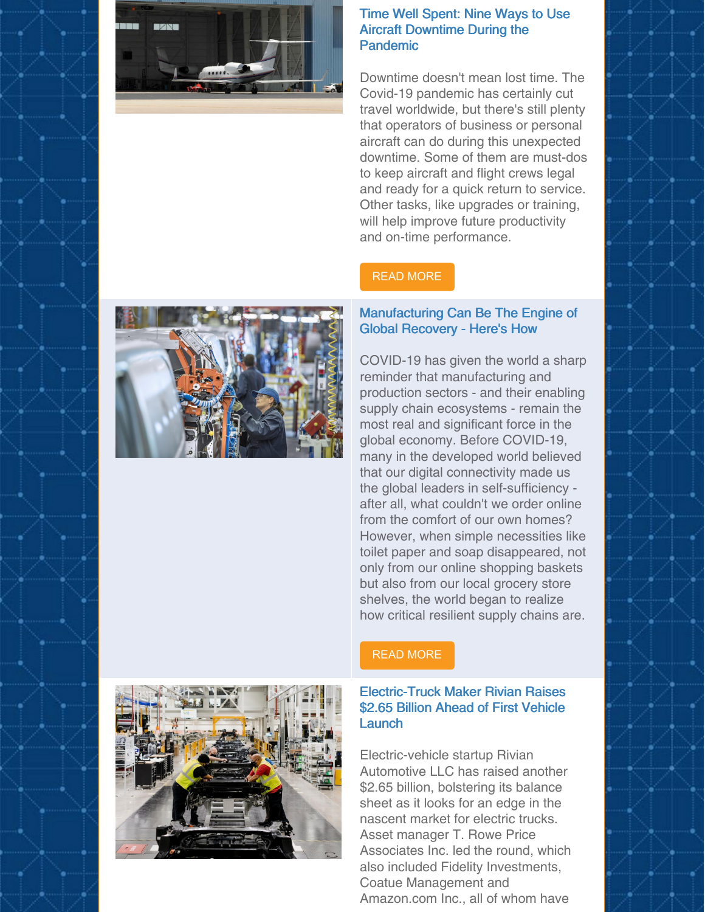## Time Well Spent: Nine Ways to Use Aircraft Downtime During the Pandemic

Downtime doesn't mean lost time. The Covid-19 pandemic has certainly cut travel worldwide, but there's still plenty that operators of business or personal aircraft can do during this unexpected downtime. Some of them are must-dos to keep aircraft and flight crews legal and ready for a quick return to service. Other tasks, like upgrades or training, will help improve future productivity and on-time performance.

READ MORE

## Manufacturing Can Be The Engine of Global Recovery - Here's How

COVID-19 has given the world a sharp reminder that manufacturing and production sectors - and their enabling supply chain ecosystems - remain the most real and significant force in the global economy. Before COVID-19, many in the developed world believed that our digital connectivity made us the global leaders in self-sufficiency - after all, what couldn't we order online from the comfort of our own homes? However, when simple necessities like toilet paper and soap disappeared, not only from our online shopping baskets but also from our local grocery store shelves, the world began to realize how critical resilient supply chains are.

READ MORE

## Electric-Truck Maker Rivian Raises $2.65 Billion Ahead of First Vehicle Launch

Electric-vehicle startup Rivian Automotive LLC has raised another $2.65 billion, bolstering its balance sheet as it looks for an edge in the nascent market for electric trucks. Asset manager T. Rowe Price Associates Inc. led the round, which also included Fidelity Investments, Coatue Management and Amazon.com Inc., all of whom have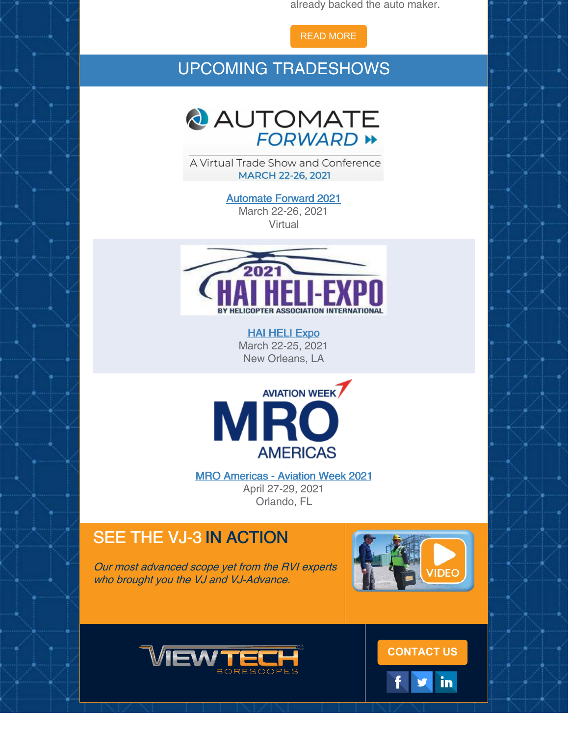already backed the auto maker.

READ MORE

## UPCOMING TRADESHOWS

AUTOMATE FORWARD

A Virtual Trade Show and Conference

MARCH 22-26, 2021

[Automate Forward 2021]
March 22-26, 2021
Virtual

2021 HAI HELI-EXPO

BY HELICOPTER ASSOCIATION INTERNATIONAL

[HAI HELI Expo]
March 22-25, 2021
New Orleans, LA

AVIATION WEEK MRO AMERICAS

[MRO Americas - Aviation Week 2021]
April 27-29, 2021
Orlando, FL

## SEE THE VJ-3 IN ACTION

*Our most advanced scope yet from the RVI experts who brought you the VJ and VJ-Advance.*

VIDEO

VIEWTECH BORESCOPES

CONTACT US